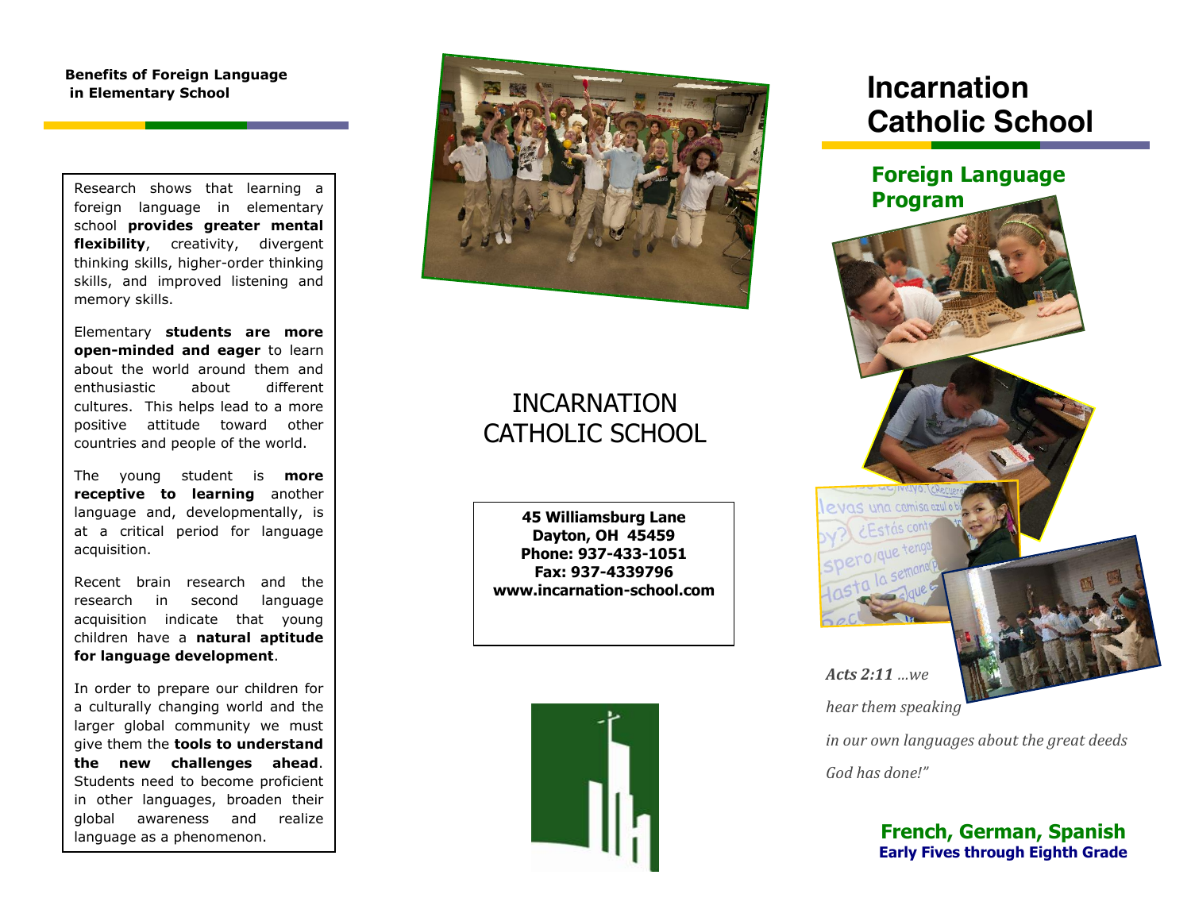## Benefits of Foreign Language in Elementary School

Research shows that learning a foreign language in elementary school **provides greater mental flexibility**, creativity, divergent thinking skills, higher-order thinking skills, and improved listening and memory skills.

Elementary **students are more open-minded and eager** to learn about the world around them and enthusiastic about different cultures. This helps lead to a more positive attitude toward other countries and people of the world.

The young student is **more receptive to learning** another language and, developmentally, is at a critical period for language acquisition.

Recent brain research and the research in second language acquisition indicate that young children have a **natural aptitude for language development**.

In order to prepare our children for a culturally changing world and the larger global community we must give them the **tools to understand the new challenges ahead**. Students need to become proficient in other languages, broaden their global awareness and realize language as a phenomenon.

# INCARNATION CATHOLIC SCHOOL

**45 Williamsburg Lane**
**Dayton, OH 45459**
**Phone: 937-433-1051**
**Fax: 937-4339796**
**www.incarnation-school.com**

# Incarnation Catholic School

## Foreign Language Program

***Acts 2:11** …we hear them speaking in our own languages about the great deeds God has done!"*

**French, German, Spanish**
**Early Fives through Eighth Grade**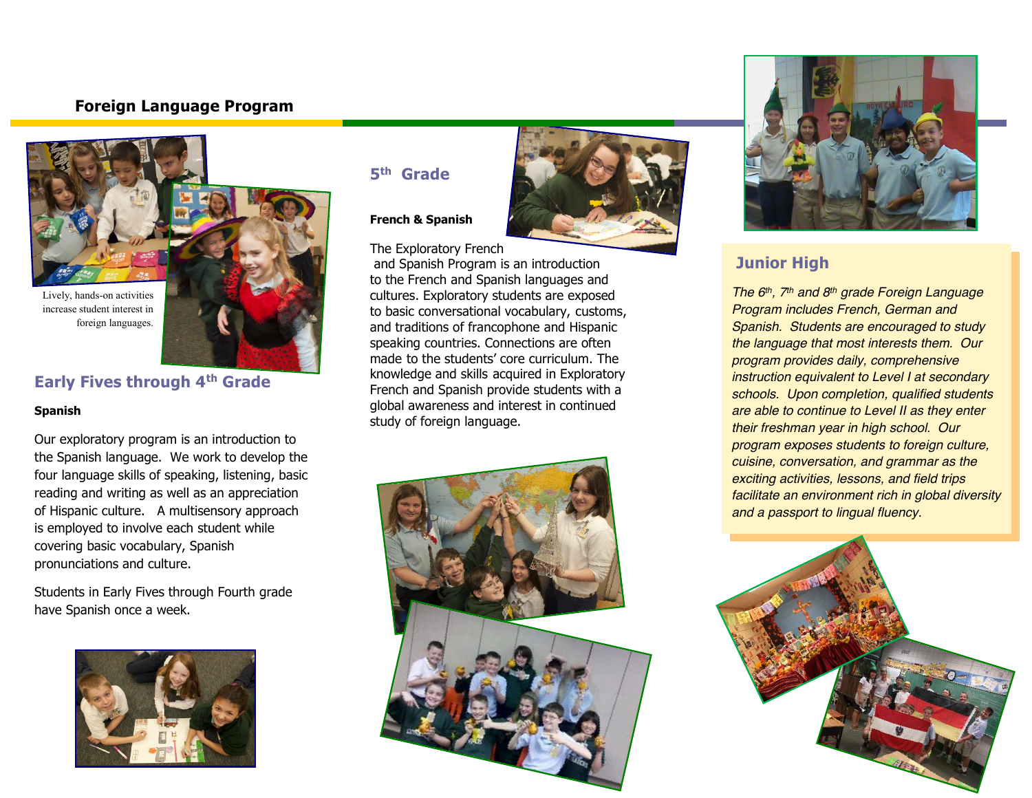## Foreign Language Program

Lively, hands-on activities increase student interest in foreign languages.

### Early Fives through 4th Grade

**Spanish**

Our exploratory program is an introduction to the Spanish language. We work to develop the four language skills of speaking, listening, basic reading and writing as well as an appreciation of Hispanic culture. A multisensory approach is employed to involve each student while covering basic vocabulary, Spanish pronunciations and culture.

Students in Early Fives through Fourth grade have Spanish once a week.

### 5th Grade

**French & Spanish**

The Exploratory French and Spanish Program is an introduction to the French and Spanish languages and cultures. Exploratory students are exposed to basic conversational vocabulary, customs, and traditions of francophone and Hispanic speaking countries. Connections are often made to the students' core curriculum. The knowledge and skills acquired in Exploratory French and Spanish provide students with a global awareness and interest in continued study of foreign language.

### Junior High

*The 6th, 7th and 8th grade Foreign Language Program includes French, German and Spanish. Students are encouraged to study the language that most interests them. Our program provides daily, comprehensive instruction equivalent to Level I at secondary schools. Upon completion, qualified students are able to continue to Level II as they enter their freshman year in high school. Our program exposes students to foreign culture, cuisine, conversation, and grammar as the exciting activities, lessons, and field trips facilitate an environment rich in global diversity and a passport to lingual fluency.*